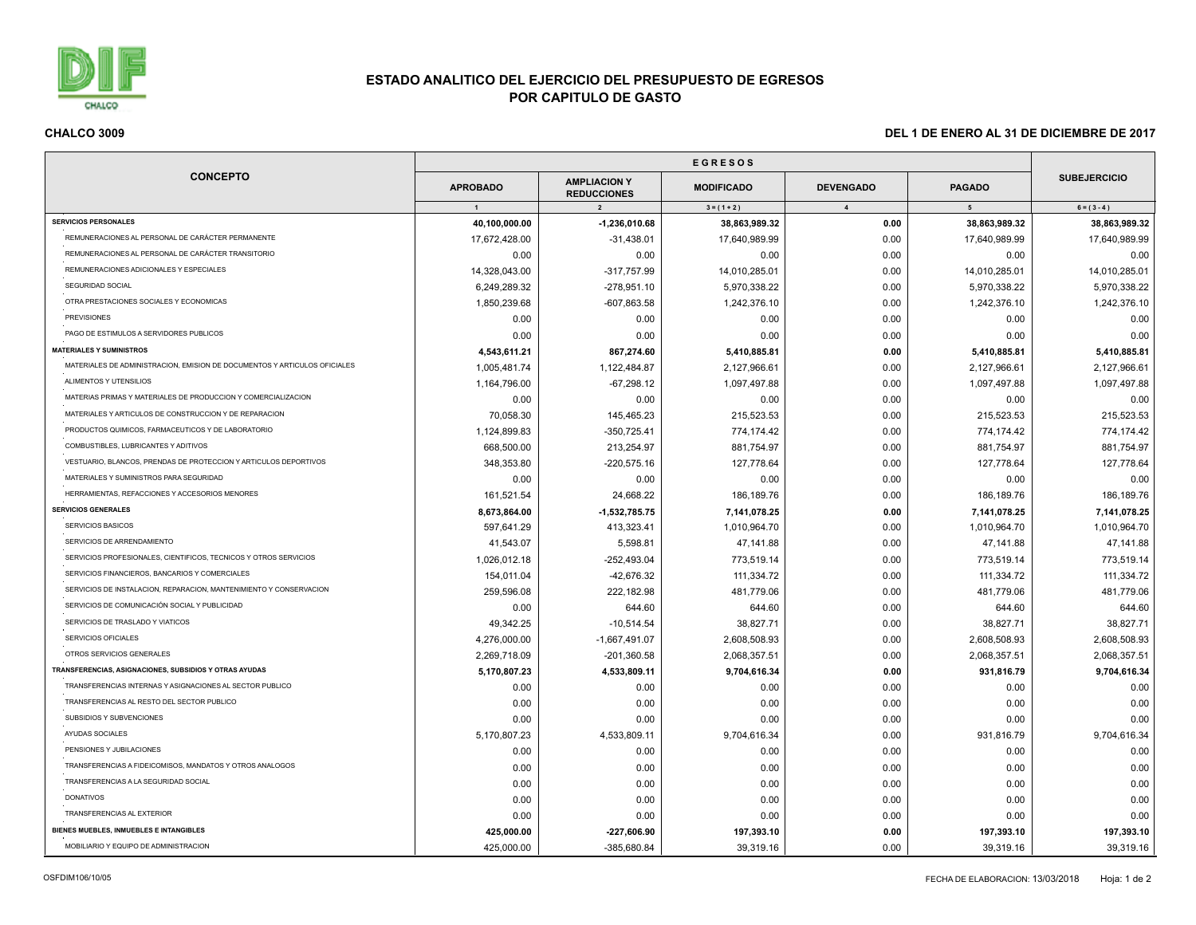# ESTADO ANALITICO DEL EJERCICIO DEL PRESUPUESTO DE EGRESOS
## POR CAPITULO DE GASTO

**CHALCO 3009** — **DEL 1 DE ENERO AL 31 DE DICIEMBRE DE 2017**

| CONCEPTO | EGRESOS | | | | | |
|---|---|---|---|---|---|---|
| | APROBADO | AMPLIACION Y REDUCCIONES | MODIFICADO | DEVENGADO | PAGADO | SUBEJERCICIO |
| | 1 | 2 | 3 = ( 1 + 2 ) | 4 | 5 | 6 = ( 3 - 4 ) |
| **SERVICIOS PERSONALES** | **40,100,000.00** | **-1,236,010.68** | **38,863,989.32** | **0.00** | **38,863,989.32** | **38,863,989.32** |
| REMUNERACIONES AL PERSONAL DE CARÁCTER PERMANENTE | 17,672,428.00 | -31,438.01 | 17,640,989.99 | 0.00 | 17,640,989.99 | 17,640,989.99 |
| REMUNERACIONES AL PERSONAL DE CARÁCTER TRANSITORIO | 0.00 | 0.00 | 0.00 | 0.00 | 0.00 | 0.00 |
| REMUNERACIONES ADICIONALES Y ESPECIALES | 14,328,043.00 | -317,757.99 | 14,010,285.01 | 0.00 | 14,010,285.01 | 14,010,285.01 |
| SEGURIDAD SOCIAL | 6,249,289.32 | -278,951.10 | 5,970,338.22 | 0.00 | 5,970,338.22 | 5,970,338.22 |
| OTRA PRESTACIONES SOCIALES Y ECONOMICAS | 1,850,239.68 | -607,863.58 | 1,242,376.10 | 0.00 | 1,242,376.10 | 1,242,376.10 |
| PREVISIONES | 0.00 | 0.00 | 0.00 | 0.00 | 0.00 | 0.00 |
| PAGO DE ESTIMULOS A SERVIDORES PUBLICOS | 0.00 | 0.00 | 0.00 | 0.00 | 0.00 | 0.00 |
| **MATERIALES Y SUMINISTROS** | **4,543,611.21** | **867,274.60** | **5,410,885.81** | **0.00** | **5,410,885.81** | **5,410,885.81** |
| MATERIALES DE ADMINISTRACION, EMISION DE DOCUMENTOS Y ARTICULOS OFICIALES | 1,005,481.74 | 1,122,484.87 | 2,127,966.61 | 0.00 | 2,127,966.61 | 2,127,966.61 |
| ALIMENTOS Y UTENSILIOS | 1,164,796.00 | -67,298.12 | 1,097,497.88 | 0.00 | 1,097,497.88 | 1,097,497.88 |
| MATERIAS PRIMAS Y MATERIALES DE PRODUCCION Y COMERCIALIZACION | 0.00 | 0.00 | 0.00 | 0.00 | 0.00 | 0.00 |
| MATERIALES Y ARTICULOS DE CONSTRUCCION Y DE REPARACION | 70,058.30 | 145,465.23 | 215,523.53 | 0.00 | 215,523.53 | 215,523.53 |
| PRODUCTOS QUIMICOS, FARMACEUTICOS Y DE LABORATORIO | 1,124,899.83 | -350,725.41 | 774,174.42 | 0.00 | 774,174.42 | 774,174.42 |
| COMBUSTIBLES, LUBRICANTES Y ADITIVOS | 668,500.00 | 213,254.97 | 881,754.97 | 0.00 | 881,754.97 | 881,754.97 |
| VESTUARIO, BLANCOS, PRENDAS DE PROTECCION Y ARTICULOS DEPORTIVOS | 348,353.80 | -220,575.16 | 127,778.64 | 0.00 | 127,778.64 | 127,778.64 |
| MATERIALES Y SUMINISTROS PARA SEGURIDAD | 0.00 | 0.00 | 0.00 | 0.00 | 0.00 | 0.00 |
| HERRAMIENTAS, REFACCIONES Y ACCESORIOS MENORES | 161,521.54 | 24,668.22 | 186,189.76 | 0.00 | 186,189.76 | 186,189.76 |
| **SERVICIOS GENERALES** | **8,673,864.00** | **-1,532,785.75** | **7,141,078.25** | **0.00** | **7,141,078.25** | **7,141,078.25** |
| SERVICIOS BASICOS | 597,641.29 | 413,323.41 | 1,010,964.70 | 0.00 | 1,010,964.70 | 1,010,964.70 |
| SERVICIOS DE ARRENDAMIENTO | 41,543.07 | 5,598.81 | 47,141.88 | 0.00 | 47,141.88 | 47,141.88 |
| SERVICIOS PROFESIONALES, CIENTIFICOS, TECNICOS Y OTROS SERVICIOS | 1,026,012.18 | -252,493.04 | 773,519.14 | 0.00 | 773,519.14 | 773,519.14 |
| SERVICIOS FINANCIEROS, BANCARIOS Y COMERCIALES | 154,011.04 | -42,676.32 | 111,334.72 | 0.00 | 111,334.72 | 111,334.72 |
| SERVICIOS DE INSTALACION, REPARACION, MANTENIMIENTO Y CONSERVACION | 259,596.08 | 222,182.98 | 481,779.06 | 0.00 | 481,779.06 | 481,779.06 |
| SERVICIOS DE COMUNICACIÓN SOCIAL Y PUBLICIDAD | 0.00 | 644.60 | 644.60 | 0.00 | 644.60 | 644.60 |
| SERVICIOS DE TRASLADO Y VIATICOS | 49,342.25 | -10,514.54 | 38,827.71 | 0.00 | 38,827.71 | 38,827.71 |
| SERVICIOS OFICIALES | 4,276,000.00 | -1,667,491.07 | 2,608,508.93 | 0.00 | 2,608,508.93 | 2,608,508.93 |
| OTROS SERVICIOS GENERALES | 2,269,718.09 | -201,360.58 | 2,068,357.51 | 0.00 | 2,068,357.51 | 2,068,357.51 |
| **TRANSFERENCIAS, ASIGNACIONES, SUBSIDIOS Y OTRAS AYUDAS** | **5,170,807.23** | **4,533,809.11** | **9,704,616.34** | **0.00** | **931,816.79** | **9,704,616.34** |
| TRANSFERENCIAS INTERNAS Y ASIGNACIONES AL SECTOR PUBLICO | 0.00 | 0.00 | 0.00 | 0.00 | 0.00 | 0.00 |
| TRANSFERENCIAS AL RESTO DEL SECTOR PUBLICO | 0.00 | 0.00 | 0.00 | 0.00 | 0.00 | 0.00 |
| SUBSIDIOS Y SUBVENCIONES | 0.00 | 0.00 | 0.00 | 0.00 | 0.00 | 0.00 |
| AYUDAS SOCIALES | 5,170,807.23 | 4,533,809.11 | 9,704,616.34 | 0.00 | 931,816.79 | 9,704,616.34 |
| PENSIONES Y JUBILACIONES | 0.00 | 0.00 | 0.00 | 0.00 | 0.00 | 0.00 |
| TRANSFERENCIAS A FIDEICOMISOS, MANDATOS Y OTROS ANALOGOS | 0.00 | 0.00 | 0.00 | 0.00 | 0.00 | 0.00 |
| TRANSFERENCIAS A LA SEGURIDAD SOCIAL | 0.00 | 0.00 | 0.00 | 0.00 | 0.00 | 0.00 |
| DONATIVOS | 0.00 | 0.00 | 0.00 | 0.00 | 0.00 | 0.00 |
| TRANSFERENCIAS AL EXTERIOR | 0.00 | 0.00 | 0.00 | 0.00 | 0.00 | 0.00 |
| **BIENES MUEBLES, INMUEBLES E INTANGIBLES** | **425,000.00** | **-227,606.90** | **197,393.10** | **0.00** | **197,393.10** | **197,393.10** |
| MOBILIARIO Y EQUIPO DE ADMINISTRACION | 425,000.00 | -385,680.84 | 39,319.16 | 0.00 | 39,319.16 | 39,319.16 |

OSFDIM106/10/05

FECHA DE ELABORACION: 13/03/2018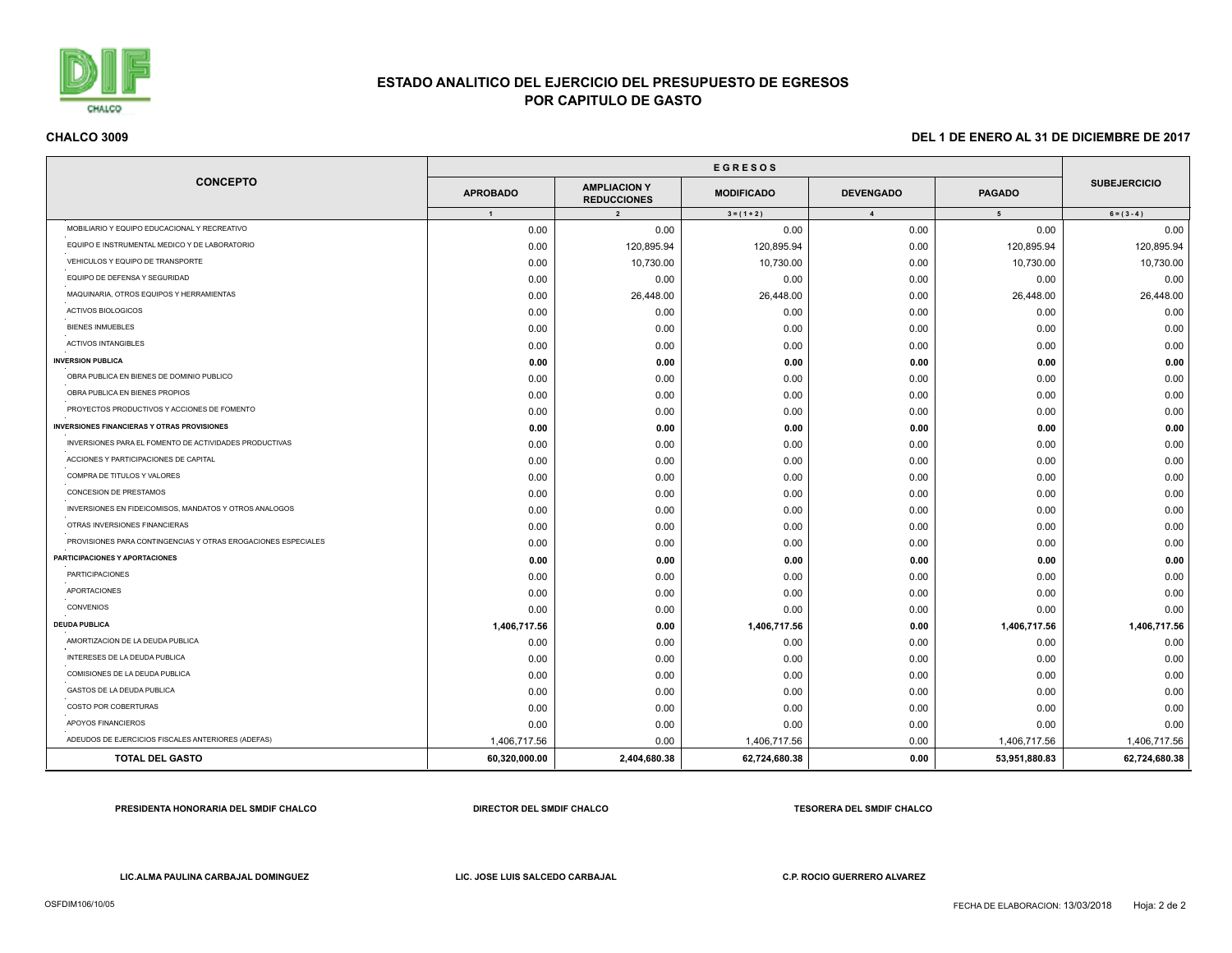# ESTADO ANALITICO DEL EJERCICIO DEL PRESUPUESTO DE EGRESOS
## POR CAPITULO DE GASTO

**CHALCO 3009**

**DEL 1 DE ENERO AL 31 DE DICIEMBRE DE 2017**

| CONCEPTO | EGRESOS | | | | | SUBEJERCICIO |
|---|---|---|---|---|---|---|
| | APROBADO | AMPLIACION Y REDUCCIONES | MODIFICADO | DEVENGADO | PAGADO | |
| | 1 | 2 | 3 = ( 1 + 2 ) | 4 | 5 | 6 = ( 3 - 4 ) |
| MOBILIARIO Y EQUIPO EDUCACIONAL Y RECREATIVO | 0.00 | 0.00 | 0.00 | 0.00 | 0.00 | 0.00 |
| EQUIPO E INSTRUMENTAL MEDICO Y DE LABORATORIO | 0.00 | 120,895.94 | 120,895.94 | 0.00 | 120,895.94 | 120,895.94 |
| VEHICULOS Y EQUIPO DE TRANSPORTE | 0.00 | 10,730.00 | 10,730.00 | 0.00 | 10,730.00 | 10,730.00 |
| EQUIPO DE DEFENSA Y SEGURIDAD | 0.00 | 0.00 | 0.00 | 0.00 | 0.00 | 0.00 |
| MAQUINARIA, OTROS EQUIPOS Y HERRAMIENTAS | 0.00 | 26,448.00 | 26,448.00 | 0.00 | 26,448.00 | 26,448.00 |
| ACTIVOS BIOLOGICOS | 0.00 | 0.00 | 0.00 | 0.00 | 0.00 | 0.00 |
| BIENES INMUEBLES | 0.00 | 0.00 | 0.00 | 0.00 | 0.00 | 0.00 |
| ACTIVOS INTANGIBLES | 0.00 | 0.00 | 0.00 | 0.00 | 0.00 | 0.00 |
| **INVERSION PUBLICA** | **0.00** | **0.00** | **0.00** | **0.00** | **0.00** | **0.00** |
| OBRA PUBLICA EN BIENES DE DOMINIO PUBLICO | 0.00 | 0.00 | 0.00 | 0.00 | 0.00 | 0.00 |
| OBRA PUBLICA EN BIENES PROPIOS | 0.00 | 0.00 | 0.00 | 0.00 | 0.00 | 0.00 |
| PROYECTOS PRODUCTIVOS Y ACCIONES DE FOMENTO | 0.00 | 0.00 | 0.00 | 0.00 | 0.00 | 0.00 |
| **INVERSIONES FINANCIERAS Y OTRAS PROVISIONES** | **0.00** | **0.00** | **0.00** | **0.00** | **0.00** | **0.00** |
| INVERSIONES PARA EL FOMENTO DE ACTIVIDADES PRODUCTIVAS | 0.00 | 0.00 | 0.00 | 0.00 | 0.00 | 0.00 |
| ACCIONES Y PARTICIPACIONES DE CAPITAL | 0.00 | 0.00 | 0.00 | 0.00 | 0.00 | 0.00 |
| COMPRA DE TITULOS Y VALORES | 0.00 | 0.00 | 0.00 | 0.00 | 0.00 | 0.00 |
| CONCESION DE PRESTAMOS | 0.00 | 0.00 | 0.00 | 0.00 | 0.00 | 0.00 |
| INVERSIONES EN FIDEICOMISOS, MANDATOS Y OTROS ANALOGOS | 0.00 | 0.00 | 0.00 | 0.00 | 0.00 | 0.00 |
| OTRAS INVERSIONES FINANCIERAS | 0.00 | 0.00 | 0.00 | 0.00 | 0.00 | 0.00 |
| PROVISIONES PARA CONTINGENCIAS Y OTRAS EROGACIONES ESPECIALES | 0.00 | 0.00 | 0.00 | 0.00 | 0.00 | 0.00 |
| **PARTICIPACIONES Y APORTACIONES** | **0.00** | **0.00** | **0.00** | **0.00** | **0.00** | **0.00** |
| PARTICIPACIONES | 0.00 | 0.00 | 0.00 | 0.00 | 0.00 | 0.00 |
| APORTACIONES | 0.00 | 0.00 | 0.00 | 0.00 | 0.00 | 0.00 |
| CONVENIOS | 0.00 | 0.00 | 0.00 | 0.00 | 0.00 | 0.00 |
| **DEUDA PUBLICA** | **1,406,717.56** | **0.00** | **1,406,717.56** | **0.00** | **1,406,717.56** | **1,406,717.56** |
| AMORTIZACION DE LA DEUDA PUBLICA | 0.00 | 0.00 | 0.00 | 0.00 | 0.00 | 0.00 |
| INTERESES DE LA DEUDA PUBLICA | 0.00 | 0.00 | 0.00 | 0.00 | 0.00 | 0.00 |
| COMISIONES DE LA DEUDA PUBLICA | 0.00 | 0.00 | 0.00 | 0.00 | 0.00 | 0.00 |
| GASTOS DE LA DEUDA PUBLICA | 0.00 | 0.00 | 0.00 | 0.00 | 0.00 | 0.00 |
| COSTO POR COBERTURAS | 0.00 | 0.00 | 0.00 | 0.00 | 0.00 | 0.00 |
| APOYOS FINANCIEROS | 0.00 | 0.00 | 0.00 | 0.00 | 0.00 | 0.00 |
| ADEUDOS DE EJERCICIOS FISCALES ANTERIORES (ADEFAS) | 1,406,717.56 | 0.00 | 1,406,717.56 | 0.00 | 1,406,717.56 | 1,406,717.56 |
| **TOTAL DEL GASTO** | **60,320,000.00** | **2,404,680.38** | **62,724,680.38** | **0.00** | **53,951,880.83** | **62,724,680.38** |

**PRESIDENTA HONORARIA DEL SMDIF CHALCO** — **LIC.ALMA PAULINA CARBAJAL DOMINGUEZ**

**DIRECTOR DEL SMDIF CHALCO** — **LIC. JOSE LUIS SALCEDO CARBAJAL**

**TESORERA DEL SMDIF CHALCO** — **C.P. ROCIO GUERRERO ALVAREZ**

OSFDIM106/10/05

FECHA DE ELABORACION: 13/03/2018